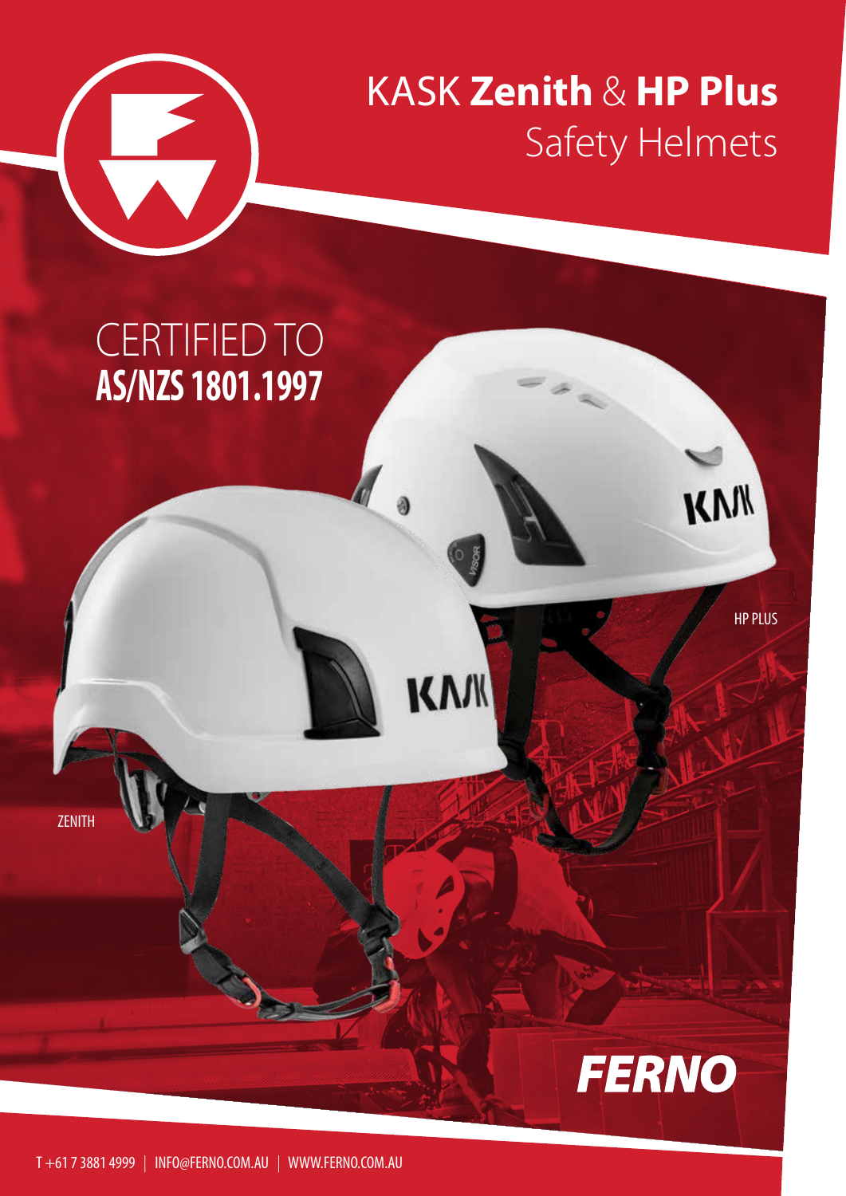# KASK **Zenith** & **HP Plus** Safety Helmets

CERTIFIED TO
**AS/NZS 1801.1997**

HP PLUS

ZENITH

FERNO

T +61 7 3881 4999 | INFO@FERNO.COM.AU | WWW.FERNO.COM.AU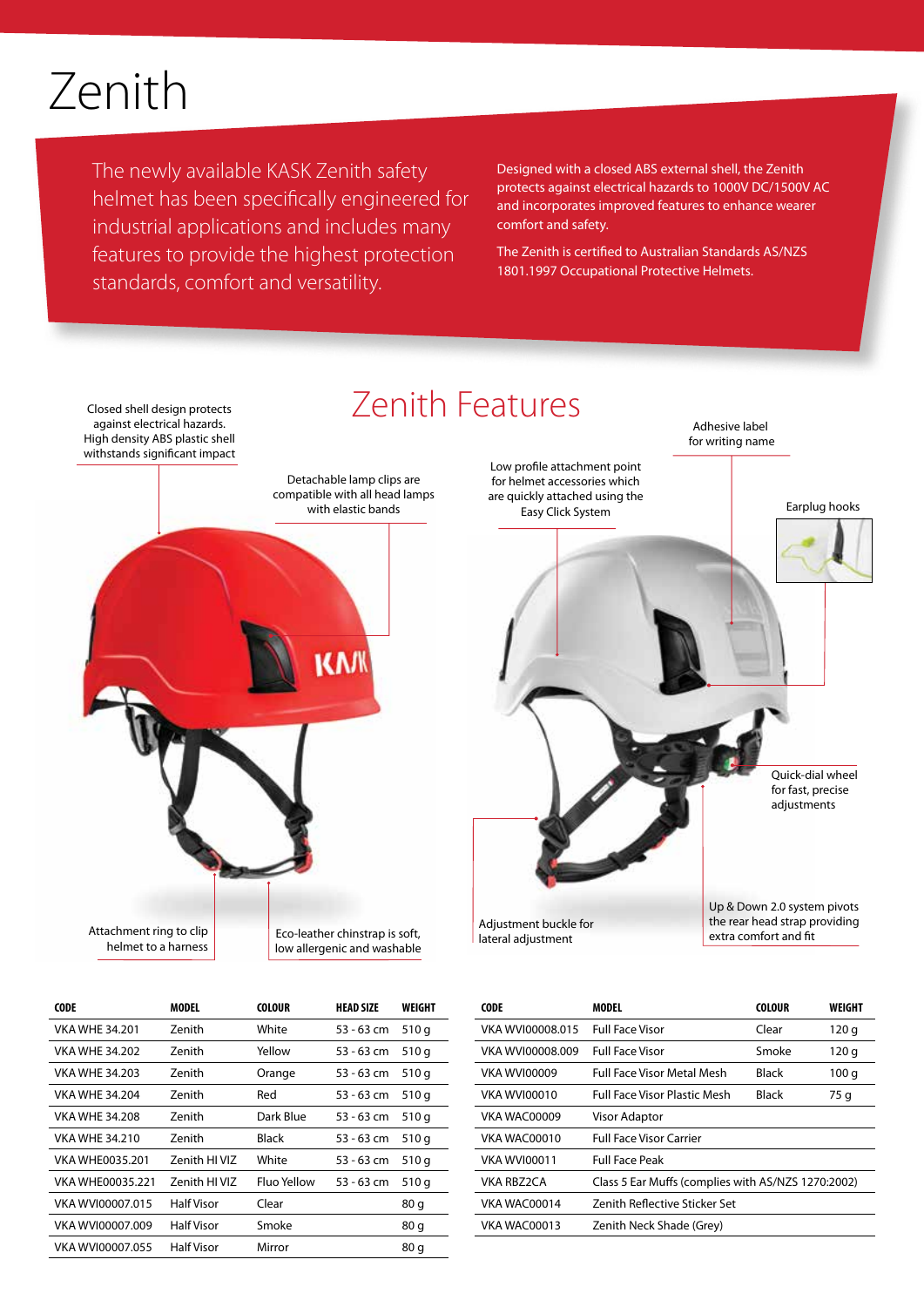# Zenith

The newly available KASK Zenith safety helmet has been specifically engineered for industrial applications and includes many features to provide the highest protection standards, comfort and versatility.

Designed with a closed ABS external shell, the Zenith protects against electrical hazards to 1000V DC/1500V AC and incorporates improved features to enhance wearer comfort and safety.

The Zenith is certified to Australian Standards AS/NZS 1801.1997 Occupational Protective Helmets.

## Zenith Features

- Closed shell design protects against electrical hazards. High density ABS plastic shell withstands significant impact
- Detachable lamp clips are compatible with all head lamps with elastic bands
- Low profile attachment point for helmet accessories which are quickly attached using the Easy Click System
- Adhesive label for writing name
- Earplug hooks
- Quick-dial wheel for fast, precise adjustments
- Up & Down 2.0 system pivots the rear head strap providing extra comfort and fit
- Adjustment buckle for lateral adjustment
- Attachment ring to clip helmet to a harness
- Eco-leather chinstrap is soft, low allergenic and washable

| CODE | MODEL | COLOUR | HEAD SIZE | WEIGHT |
|---|---|---|---|---|
| VKA WHE 34.201 | Zenith | White | 53 - 63 cm | 510 g |
| VKA WHE 34.202 | Zenith | Yellow | 53 - 63 cm | 510 g |
| VKA WHE 34.203 | Zenith | Orange | 53 - 63 cm | 510 g |
| VKA WHE 34.204 | Zenith | Red | 53 - 63 cm | 510 g |
| VKA WHE 34.208 | Zenith | Dark Blue | 53 - 63 cm | 510 g |
| VKA WHE 34.210 | Zenith | Black | 53 - 63 cm | 510 g |
| VKA WHE0035.201 | Zenith HI VIZ | White | 53 - 63 cm | 510 g |
| VKA WHE00035.221 | Zenith HI VIZ | Fluo Yellow | 53 - 63 cm | 510 g |
| VKA WVI00007.015 | Half Visor | Clear | | 80 g |
| VKA WVI00007.009 | Half Visor | Smoke | | 80 g |
| VKA WVI00007.055 | Half Visor | Mirror | | 80 g |

| CODE | MODEL | COLOUR | WEIGHT |
|---|---|---|---|
| VKA WVI00008.015 | Full Face Visor | Clear | 120 g |
| VKA WVI00008.009 | Full Face Visor | Smoke | 120 g |
| VKA WVI00009 | Full Face Visor Metal Mesh | Black | 100 g |
| VKA WVI00010 | Full Face Visor Plastic Mesh | Black | 75 g |
| VKA WAC00009 | Visor Adaptor | | |
| VKA WAC00010 | Full Face Visor Carrier | | |
| VKA WVI00011 | Full Face Peak | | |
| VKA RBZ2CA | Class 5 Ear Muffs (complies with AS/NZS 1270:2002) | | |
| VKA WAC00014 | Zenith Reflective Sticker Set | | |
| VKA WAC00013 | Zenith Neck Shade (Grey) | | |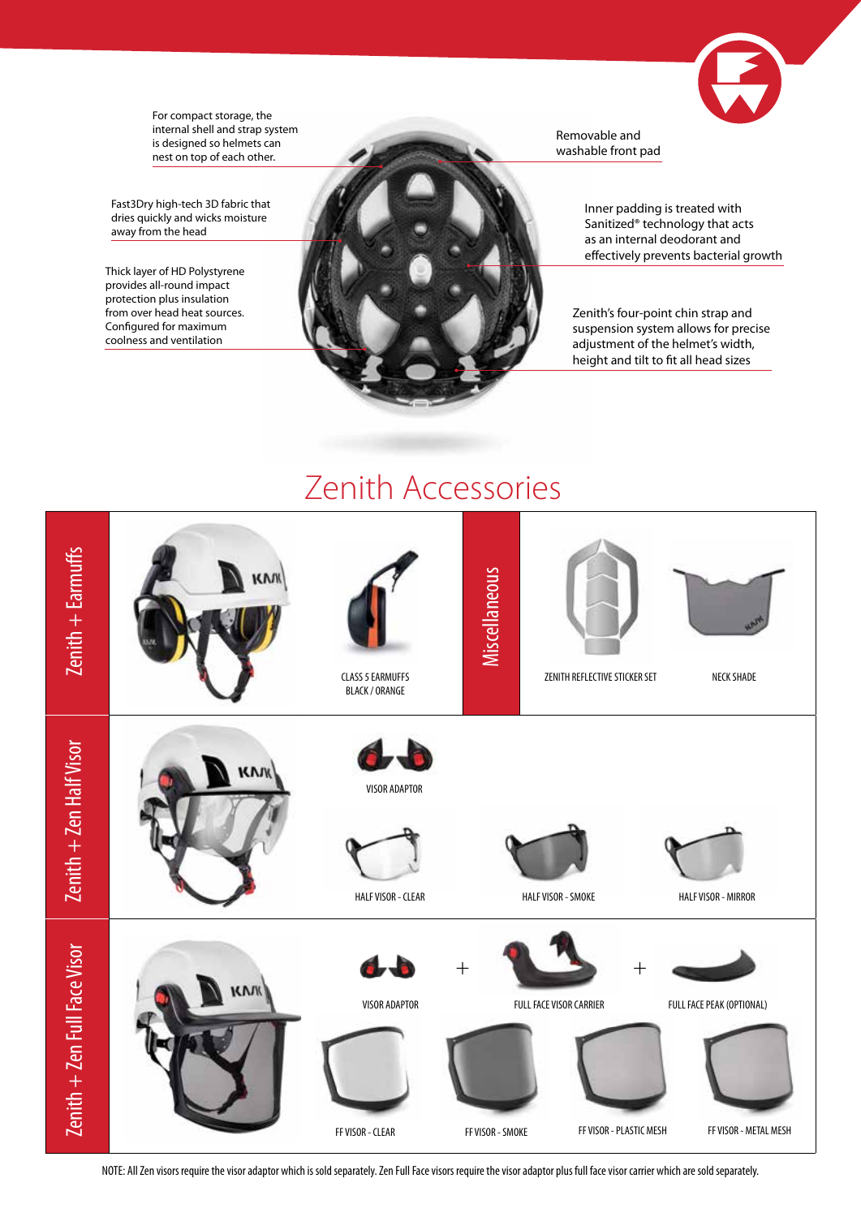For compact storage, the internal shell and strap system is designed so helmets can nest on top of each other.

Fast3Dry high-tech 3D fabric that dries quickly and wicks moisture away from the head

Thick layer of HD Polystyrene provides all-round impact protection plus insulation from over head heat sources. Configured for maximum coolness and ventilation

Removable and washable front pad

Inner padding is treated with Sanitized® technology that acts as an internal deodorant and effectively prevents bacterial growth

Zenith's four-point chin strap and suspension system allows for precise adjustment of the helmet's width, height and tilt to fit all head sizes

# Zenith Accessories

## Zenith + Earmuffs

CLASS 5 EARMUFFS BLACK / ORANGE

## Miscellaneous

ZENITH REFLECTIVE STICKER SET

NECK SHADE

## Zenith + Zen Half Visor

VISOR ADAPTOR

HALF VISOR - CLEAR

HALF VISOR - SMOKE

HALF VISOR - MIRROR

## Zenith + Zen Full Face Visor

VISOR ADAPTOR + FULL FACE VISOR CARRIER + FULL FACE PEAK (OPTIONAL)

FF VISOR - CLEAR

FF VISOR - SMOKE

FF VISOR - PLASTIC MESH

FF VISOR - METAL MESH

NOTE: All Zen visors require the visor adaptor which is sold separately. Zen Full Face visors require the visor adaptor plus full face visor carrier which are sold separately.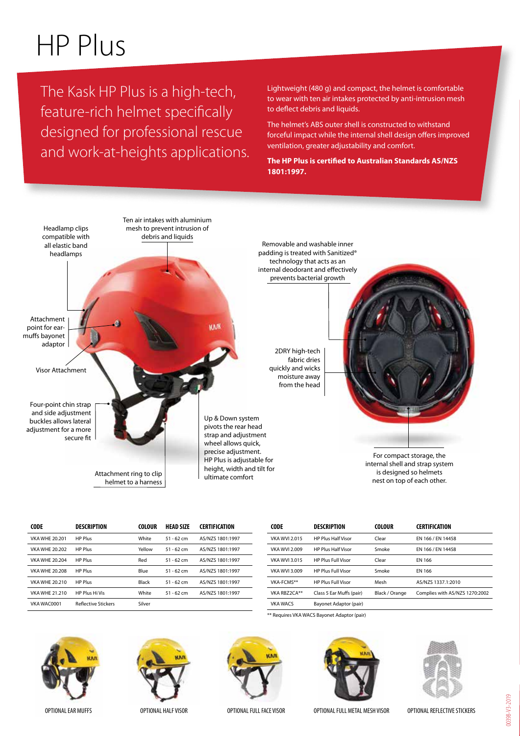# HP Plus

The Kask HP Plus is a high-tech, feature-rich helmet specifically designed for professional rescue and work-at-heights applications.

Lightweight (480 g) and compact, the helmet is comfortable to wear with ten air intakes protected by anti-intrusion mesh to deflect debris and liquids.

The helmet's ABS outer shell is constructed to withstand forceful impact while the internal shell design offers improved ventilation, greater adjustability and comfort.

**The HP Plus is certified to Australian Standards AS/NZS 1801:1997.**

Headlamp clips compatible with all elastic band headlamps

Ten air intakes with aluminium mesh to prevent intrusion of debris and liquids

Attachment point for ear-muffs bayonet adaptor

Visor Attachment

Four-point chin strap and side adjustment buckles allows lateral adjustment for a more secure fit

Attachment ring to clip helmet to a harness

Up & Down system pivots the rear head strap and adjustment wheel allows quick, precise adjustment. HP Plus is adjustable for height, width and tilt for ultimate comfort

Removable and washable inner padding is treated with Sanitized® technology that acts as an internal deodorant and effectively prevents bacterial growth

2DRY high-tech fabric dries quickly and wicks moisture away from the head

For compact storage, the internal shell and strap system is designed so helmets nest on top of each other.

| CODE | DESCRIPTION | COLOUR | HEAD SIZE | CERTIFICATION |
|---|---|---|---|---|
| VKA WHE 20.201 | HP Plus | White | 51 - 62 cm | AS/NZS 1801:1997 |
| VKA WHE 20.202 | HP Plus | Yellow | 51 - 62 cm | AS/NZS 1801:1997 |
| VKA WHE 20.204 | HP Plus | Red | 51 - 62 cm | AS/NZS 1801:1997 |
| VKA WHE 20.208 | HP Plus | Blue | 51 - 62 cm | AS/NZS 1801:1997 |
| VKA WHE 20.210 | HP Plus | Black | 51 - 62 cm | AS/NZS 1801:1997 |
| VKA WHE 21.210 | HP Plus Hi Vis | White | 51 - 62 cm | AS/NZS 1801:1997 |
| VKA WAC0001 | Reflective Stickers | Silver | | |

| CODE | DESCRIPTION | COLOUR | CERTIFICATION |
|---|---|---|---|
| VKA WVI 2.015 | HP Plus Half Visor | Clear | EN 166 / EN 14458 |
| VKA WVI 2.009 | HP Plus Half Visor | Smoke | EN 166 / EN 14458 |
| VKA WVI 3.015 | HP Plus Full Visor | Clear | EN 166 |
| VKA WVI 3.009 | HP Plus Full Visor | Smoke | EN 166 |
| VKA-FCMS** | HP Plus Full Visor | Mesh | AS/NZS 1337.1:2010 |
| VKA RBZ2CA** | Class 5 Ear Muffs (pair) | Black / Orange | Complies with AS/NZS 1270:2002 |
| VKA WACS | Bayonet Adaptor (pair) | | |

** Requires VKA WACS Bayonet Adaptor (pair)

OPTIONAL EAR MUFFS

OPTIONAL HALF VISOR

OPTIONAL FULL FACE VISOR

OPTIONAL FULL METAL MESH VISOR

OPTIONAL REFLECTIVE STICKERS

00398-V3-2019